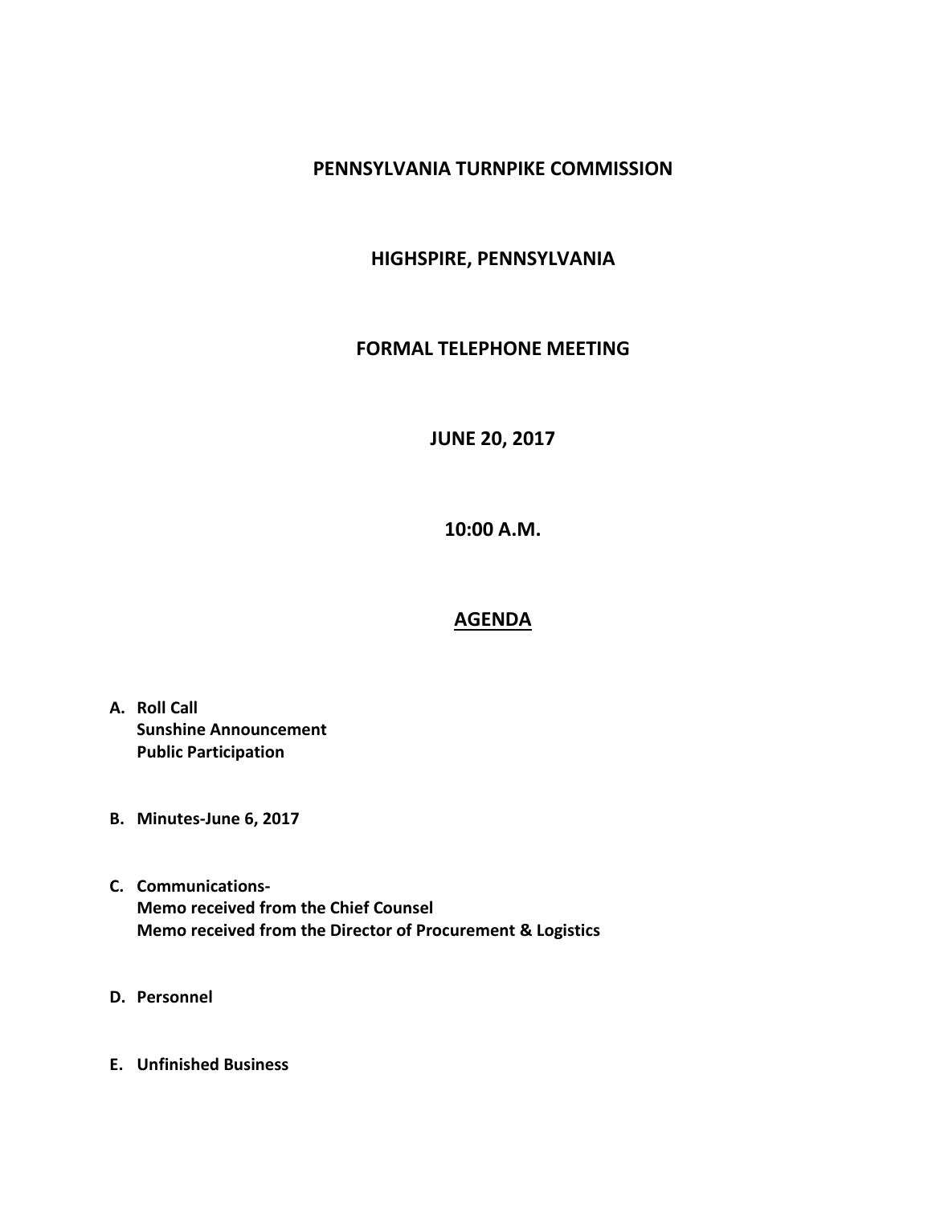# PENNSYLVANIA TURNPIKE COMMISSION

## HIGHSPIRE, PENNSYLVANIA

## FORMAL TELEPHONE MEETING

## JUNE 20, 2017

## 10:00 A.M.

## AGENDA

A. **Roll Call**
   **Sunshine Announcement**
   **Public Participation**

B. **Minutes-June 6, 2017**

C. **Communications-**
   **Memo received from the Chief Counsel**
   **Memo received from the Director of Procurement & Logistics**

D. **Personnel**

E. **Unfinished Business**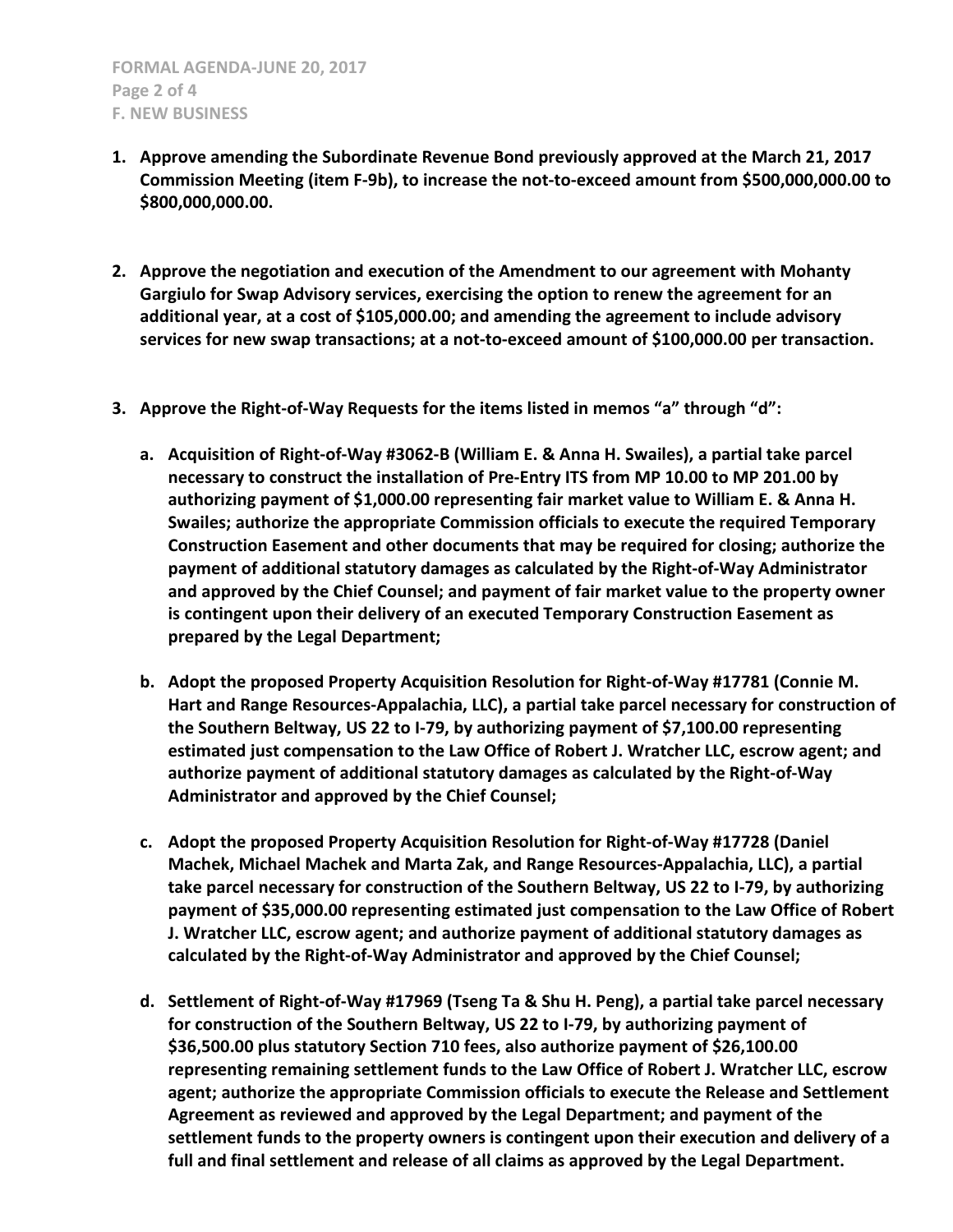**F. NEW BUSINESS**

1. **Approve amending the Subordinate Revenue Bond previously approved at the March 21, 2017 Commission Meeting (item F-9b), to increase the not-to-exceed amount from $500,000,000.00 to $800,000,000.00.**

2. **Approve the negotiation and execution of the Amendment to our agreement with Mohanty Gargiulo for Swap Advisory services, exercising the option to renew the agreement for an additional year, at a cost of $105,000.00; and amending the agreement to include advisory services for new swap transactions; at a not-to-exceed amount of $100,000.00 per transaction.**

3. **Approve the Right-of-Way Requests for the items listed in memos "a" through "d":**

   a. **Acquisition of Right-of-Way #3062-B (William E. & Anna H. Swailes), a partial take parcel necessary to construct the installation of Pre-Entry ITS from MP 10.00 to MP 201.00 by authorizing payment of $1,000.00 representing fair market value to William E. & Anna H. Swailes; authorize the appropriate Commission officials to execute the required Temporary Construction Easement and other documents that may be required for closing; authorize the payment of additional statutory damages as calculated by the Right-of-Way Administrator and approved by the Chief Counsel; and payment of fair market value to the property owner is contingent upon their delivery of an executed Temporary Construction Easement as prepared by the Legal Department;**

   b. **Adopt the proposed Property Acquisition Resolution for Right-of-Way #17781 (Connie M. Hart and Range Resources-Appalachia, LLC), a partial take parcel necessary for construction of the Southern Beltway, US 22 to I-79, by authorizing payment of $7,100.00 representing estimated just compensation to the Law Office of Robert J. Wratcher LLC, escrow agent; and authorize payment of additional statutory damages as calculated by the Right-of-Way Administrator and approved by the Chief Counsel;**

   c. **Adopt the proposed Property Acquisition Resolution for Right-of-Way #17728 (Daniel Machek, Michael Machek and Marta Zak, and Range Resources-Appalachia, LLC), a partial take parcel necessary for construction of the Southern Beltway, US 22 to I-79, by authorizing payment of $35,000.00 representing estimated just compensation to the Law Office of Robert J. Wratcher LLC, escrow agent; and authorize payment of additional statutory damages as calculated by the Right-of-Way Administrator and approved by the Chief Counsel;**

   d. **Settlement of Right-of-Way #17969 (Tseng Ta & Shu H. Peng), a partial take parcel necessary for construction of the Southern Beltway, US 22 to I-79, by authorizing payment of $36,500.00 plus statutory Section 710 fees, also authorize payment of $26,100.00 representing remaining settlement funds to the Law Office of Robert J. Wratcher LLC, escrow agent; authorize the appropriate Commission officials to execute the Release and Settlement Agreement as reviewed and approved by the Legal Department; and payment of the settlement funds to the property owners is contingent upon their execution and delivery of a full and final settlement and release of all claims as approved by the Legal Department.**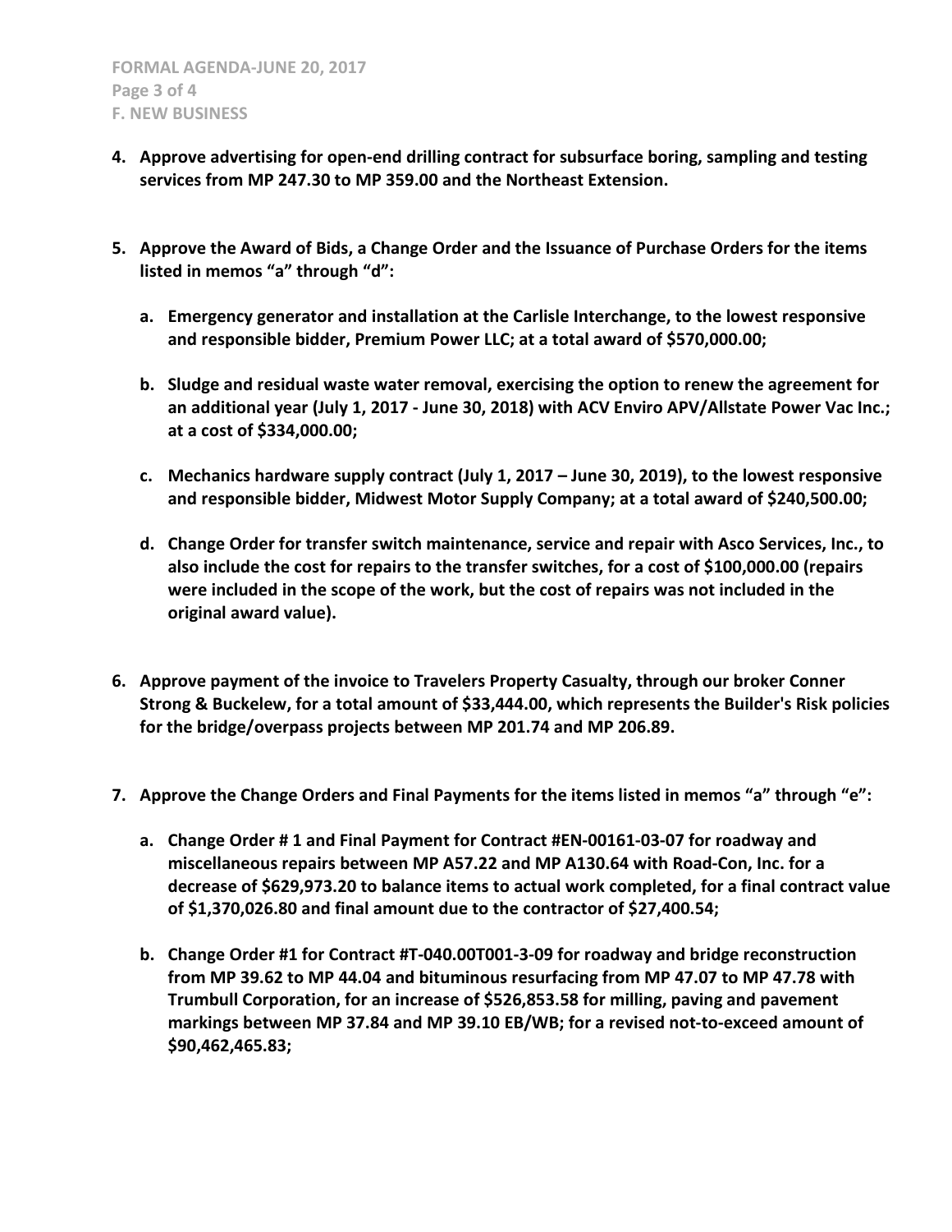4. **Approve advertising for open-end drilling contract for subsurface boring, sampling and testing services from MP 247.30 to MP 359.00 and the Northeast Extension.**

5. **Approve the Award of Bids, a Change Order and the Issuance of Purchase Orders for the items listed in memos "a" through "d":**

   a. **Emergency generator and installation at the Carlisle Interchange, to the lowest responsive and responsible bidder, Premium Power LLC; at a total award of $570,000.00;**

   b. **Sludge and residual waste water removal, exercising the option to renew the agreement for an additional year (July 1, 2017 - June 30, 2018) with ACV Enviro APV/Allstate Power Vac Inc.; at a cost of $334,000.00;**

   c. **Mechanics hardware supply contract (July 1, 2017 – June 30, 2019), to the lowest responsive and responsible bidder, Midwest Motor Supply Company; at a total award of $240,500.00;**

   d. **Change Order for transfer switch maintenance, service and repair with Asco Services, Inc., to also include the cost for repairs to the transfer switches, for a cost of $100,000.00 (repairs were included in the scope of the work, but the cost of repairs was not included in the original award value).**

6. **Approve payment of the invoice to Travelers Property Casualty, through our broker Conner Strong & Buckelew, for a total amount of $33,444.00, which represents the Builder's Risk policies for the bridge/overpass projects between MP 201.74 and MP 206.89.**

7. **Approve the Change Orders and Final Payments for the items listed in memos "a" through "e":**

   a. **Change Order # 1 and Final Payment for Contract #EN-00161-03-07 for roadway and miscellaneous repairs between MP A57.22 and MP A130.64 with Road-Con, Inc. for a decrease of $629,973.20 to balance items to actual work completed, for a final contract value of $1,370,026.80 and final amount due to the contractor of $27,400.54;**

   b. **Change Order #1 for Contract #T-040.00T001-3-09 for roadway and bridge reconstruction from MP 39.62 to MP 44.04 and bituminous resurfacing from MP 47.07 to MP 47.78 with Trumbull Corporation, for an increase of $526,853.58 for milling, paving and pavement markings between MP 37.84 and MP 39.10 EB/WB; for a revised not-to-exceed amount of $90,462,465.83;**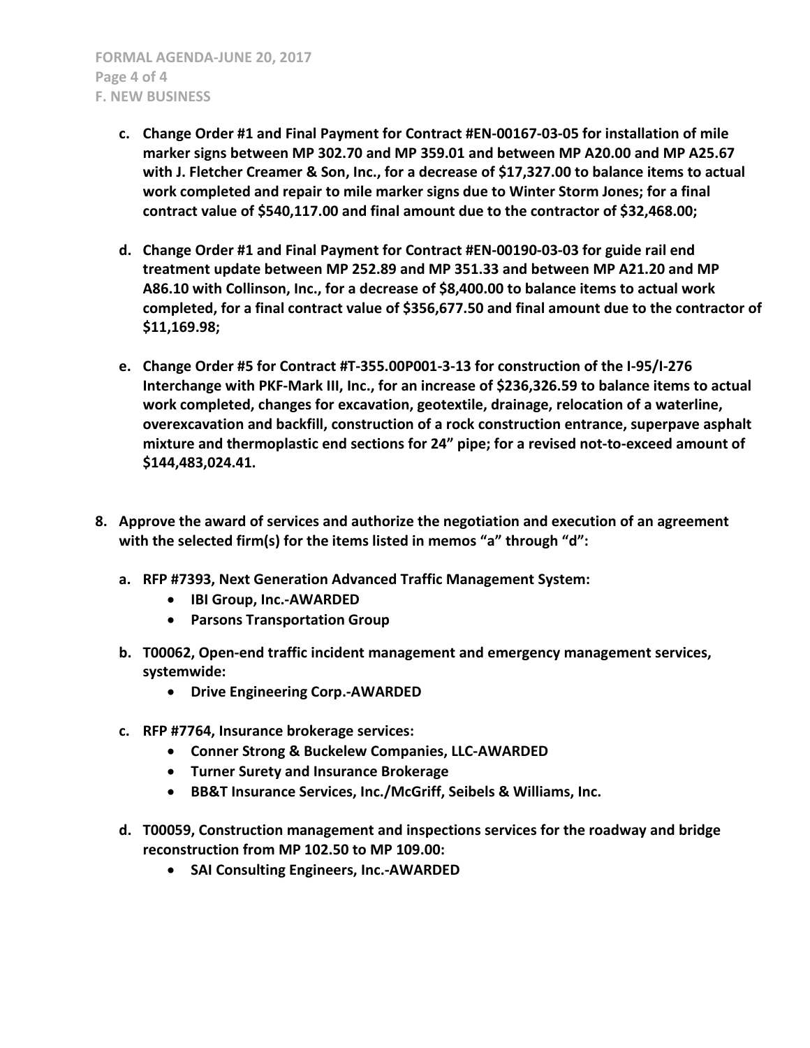- **c. Change Order #1 and Final Payment for Contract #EN-00167-03-05 for installation of mile marker signs between MP 302.70 and MP 359.01 and between MP A20.00 and MP A25.67 with J. Fletcher Creamer & Son, Inc., for a decrease of $17,327.00 to balance items to actual work completed and repair to mile marker signs due to Winter Storm Jones; for a final contract value of $540,117.00 and final amount due to the contractor of $32,468.00;**

- **d. Change Order #1 and Final Payment for Contract #EN-00190-03-03 for guide rail end treatment update between MP 252.89 and MP 351.33 and between MP A21.20 and MP A86.10 with Collinson, Inc., for a decrease of $8,400.00 to balance items to actual work completed, for a final contract value of $356,677.50 and final amount due to the contractor of $11,169.98;**

- **e. Change Order #5 for Contract #T-355.00P001-3-13 for construction of the I-95/I-276 Interchange with PKF-Mark III, Inc., for an increase of $236,326.59 to balance items to actual work completed, changes for excavation, geotextile, drainage, relocation of a waterline, overexcavation and backfill, construction of a rock construction entrance, superpave asphalt mixture and thermoplastic end sections for 24" pipe; for a revised not-to-exceed amount of $144,483,024.41.**

**8. Approve the award of services and authorize the negotiation and execution of an agreement with the selected firm(s) for the items listed in memos "a" through "d":**

- **a. RFP #7393, Next Generation Advanced Traffic Management System:**
  - **IBI Group, Inc.-AWARDED**
  - **Parsons Transportation Group**

- **b. T00062, Open-end traffic incident management and emergency management services, systemwide:**
  - **Drive Engineering Corp.-AWARDED**

- **c. RFP #7764, Insurance brokerage services:**
  - **Conner Strong & Buckelew Companies, LLC-AWARDED**
  - **Turner Surety and Insurance Brokerage**
  - **BB&T Insurance Services, Inc./McGriff, Seibels & Williams, Inc.**

- **d. T00059, Construction management and inspections services for the roadway and bridge reconstruction from MP 102.50 to MP 109.00:**
  - **SAI Consulting Engineers, Inc.-AWARDED**